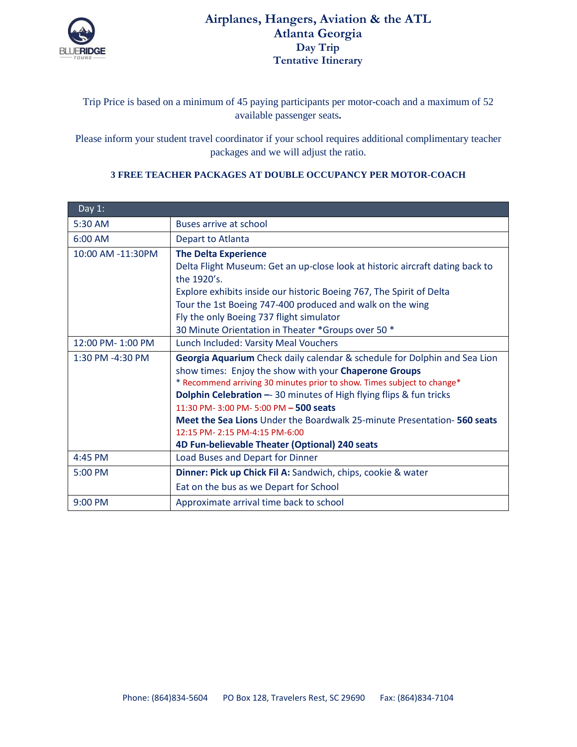# Airplanes, Hangers, Aviation & the ATL
## Atlanta Georgia
### Day Trip
### Tentative Itinerary

Trip Price is based on a minimum of 45 paying participants per motor-coach and a maximum of 52 available passenger seats**.**

Please inform your student travel coordinator if your school requires additional complimentary teacher packages and we will adjust the ratio.

**3 FREE TEACHER PACKAGES AT DOUBLE OCCUPANCY PER MOTOR-COACH**

| Day 1: | |
|---|---|
| 5:30 AM | Buses arrive at school |
| 6:00 AM | Depart to Atlanta |
| 10:00 AM -11:30PM | **The Delta Experience**<br>Delta Flight Museum: Get an up-close look at historic aircraft dating back to the 1920's.<br>Explore exhibits inside our historic Boeing 767, The Spirit of Delta<br>Tour the 1st Boeing 747-400 produced and walk on the wing<br>Fly the only Boeing 737 flight simulator<br>30 Minute Orientation in Theater *Groups over 50 * |
| 12:00 PM- 1:00 PM | Lunch Included: Varsity Meal Vouchers |
| 1:30 PM -4:30 PM | **Georgia Aquarium** Check daily calendar & schedule for Dolphin and Sea Lion show times: Enjoy the show with your **Chaperone Groups**<br>* Recommend arriving 30 minutes prior to show. Times subject to change*<br>**Dolphin Celebration –**- 30 minutes of High flying flips & fun tricks<br>11:30 PM- 3:00 PM- 5:00 PM **– 500 seats**<br>**Meet the Sea Lions** Under the Boardwalk 25-minute Presentation- **560 seats**<br>12:15 PM- 2:15 PM-4:15 PM-6:00<br>**4D Fun-believable Theater (Optional) 240 seats** |
| 4:45 PM | Load Buses and Depart for Dinner |
| 5:00 PM | **Dinner: Pick up Chick Fil A:** Sandwich, chips, cookie & water<br>Eat on the bus as we Depart for School |
| 9:00 PM | Approximate arrival time back to school |

Phone: (864)834-5604 PO Box 128, Travelers Rest, SC 29690 Fax: (864)834-7104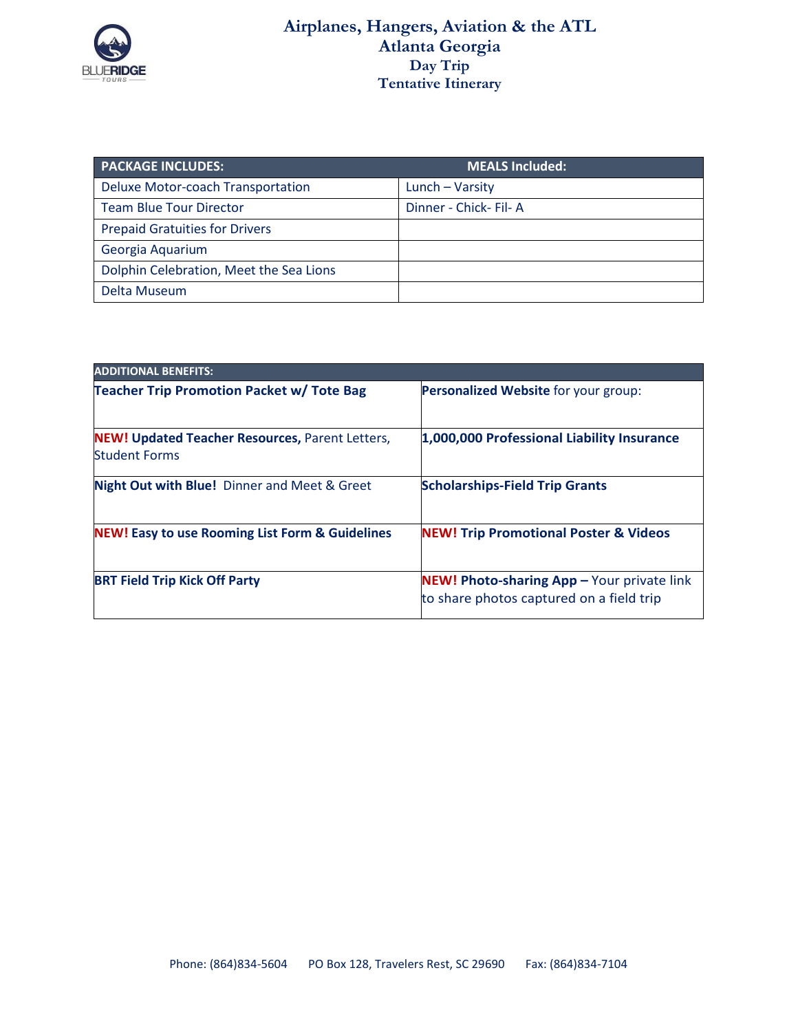# Airplanes, Hangers, Aviation & the ATL
## Atlanta Georgia
### Day Trip
### Tentative Itinerary

| PACKAGE INCLUDES: | MEALS Included: |
|---|---|
| Deluxe Motor-coach Transportation | Lunch – Varsity |
| Team Blue Tour Director | Dinner - Chick- Fil- A |
| Prepaid Gratuities for Drivers | |
| Georgia Aquarium | |
| Dolphin Celebration, Meet the Sea Lions | |
| Delta Museum | |

| ADDITIONAL BENEFITS: | |
|---|---|
| **Teacher Trip Promotion Packet w/ Tote Bag** | **Personalized Website** for your group: |
| **NEW! Updated Teacher Resources,** Parent Letters, Student Forms | **1,000,000 Professional Liability Insurance** |
| **Night Out with Blue!** Dinner and Meet & Greet | **Scholarships-Field Trip Grants** |
| **NEW! Easy to use Rooming List Form & Guidelines** | **NEW! Trip Promotional Poster & Videos** |
| **BRT Field Trip Kick Off Party** | **NEW! Photo-sharing App –** Your private link to share photos captured on a field trip |

Phone: (864)834-5604 PO Box 128, Travelers Rest, SC 29690 Fax: (864)834-7104